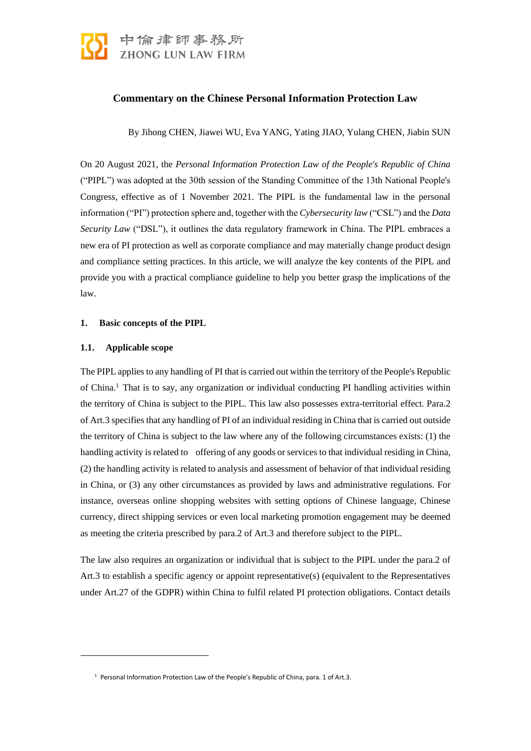中倫律師事務所
ZHONG LUN LAW FIRM

# Commentary on the Chinese Personal Information Protection Law

By Jihong CHEN, Jiawei WU, Eva YANG, Yating JIAO, Yulang CHEN, Jiabin SUN

On 20 August 2021, the *Personal Information Protection Law of the People's Republic of China* ("PIPL") was adopted at the 30th session of the Standing Committee of the 13th National People's Congress, effective as of 1 November 2021. The PIPL is the fundamental law in the personal information ("PI") protection sphere and, together with the *Cybersecurity law* ("CSL") and the *Data Security Law* ("DSL"), it outlines the data regulatory framework in China. The PIPL embraces a new era of PI protection as well as corporate compliance and may materially change product design and compliance setting practices. In this article, we will analyze the key contents of the PIPL and provide you with a practical compliance guideline to help you better grasp the implications of the law.

## 1. Basic concepts of the PIPL

### 1.1. Applicable scope

The PIPL applies to any handling of PI that is carried out within the territory of the People's Republic of China.[1] That is to say, any organization or individual conducting PI handling activities within the territory of China is subject to the PIPL. This law also possesses extra-territorial effect. Para.2 of Art.3 specifies that any handling of PI of an individual residing in China that is carried out outside the territory of China is subject to the law where any of the following circumstances exists: (1) the handling activity is related to offering of any goods or services to that individual residing in China, (2) the handling activity is related to analysis and assessment of behavior of that individual residing in China, or (3) any other circumstances as provided by laws and administrative regulations. For instance, overseas online shopping websites with setting options of Chinese language, Chinese currency, direct shipping services or even local marketing promotion engagement may be deemed as meeting the criteria prescribed by para.2 of Art.3 and therefore subject to the PIPL.

The law also requires an organization or individual that is subject to the PIPL under the para.2 of Art.3 to establish a specific agency or appoint representative(s) (equivalent to the Representatives under Art.27 of the GDPR) within China to fulfil related PI protection obligations. Contact details

[1] Personal Information Protection Law of the People's Republic of China, para. 1 of Art.3.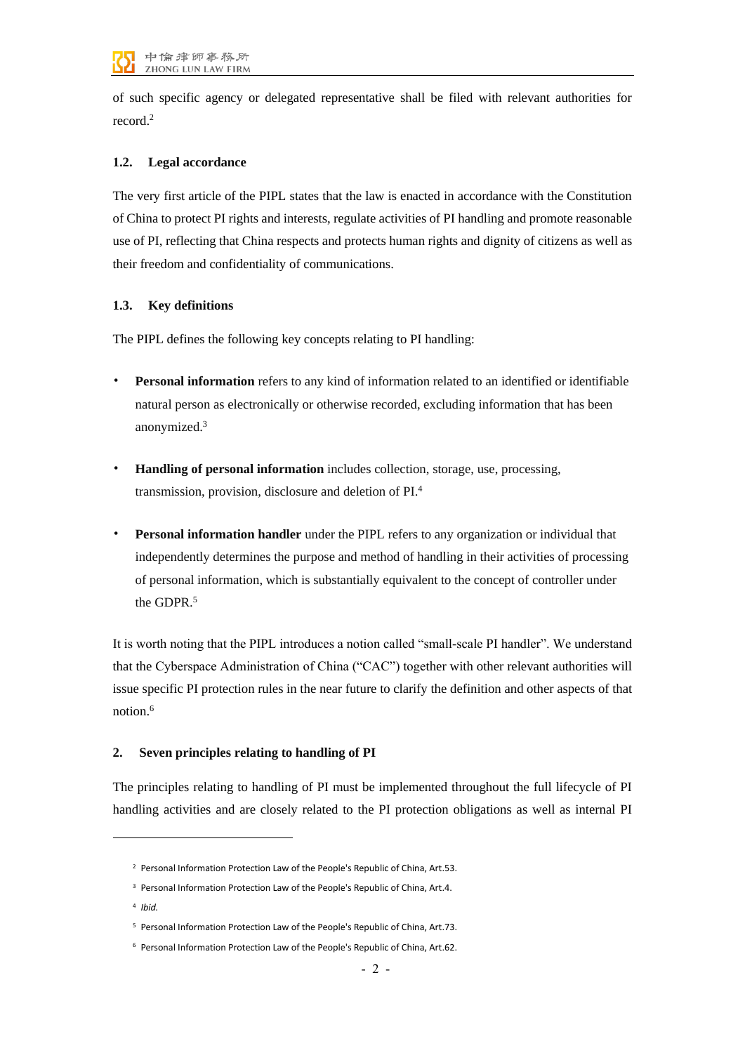of such specific agency or delegated representative shall be filed with relevant authorities for record.[2]

### 1.2. Legal accordance

The very first article of the PIPL states that the law is enacted in accordance with the Constitution of China to protect PI rights and interests, regulate activities of PI handling and promote reasonable use of PI, reflecting that China respects and protects human rights and dignity of citizens as well as their freedom and confidentiality of communications.

### 1.3. Key definitions

The PIPL defines the following key concepts relating to PI handling:

- **Personal information** refers to any kind of information related to an identified or identifiable natural person as electronically or otherwise recorded, excluding information that has been anonymized.[3]
- **Handling of personal information** includes collection, storage, use, processing, transmission, provision, disclosure and deletion of PI.[4]
- **Personal information handler** under the PIPL refers to any organization or individual that independently determines the purpose and method of handling in their activities of processing of personal information, which is substantially equivalent to the concept of controller under the GDPR.[5]

It is worth noting that the PIPL introduces a notion called "small-scale PI handler". We understand that the Cyberspace Administration of China ("CAC") together with other relevant authorities will issue specific PI protection rules in the near future to clarify the definition and other aspects of that notion.[6]

## 2. Seven principles relating to handling of PI

The principles relating to handling of PI must be implemented throughout the full lifecycle of PI handling activities and are closely related to the PI protection obligations as well as internal PI

---

[2] Personal Information Protection Law of the People's Republic of China, Art.53.

[3] Personal Information Protection Law of the People's Republic of China, Art.4.

[4] *Ibid.*

[5] Personal Information Protection Law of the People's Republic of China, Art.73.

[6] Personal Information Protection Law of the People's Republic of China, Art.62.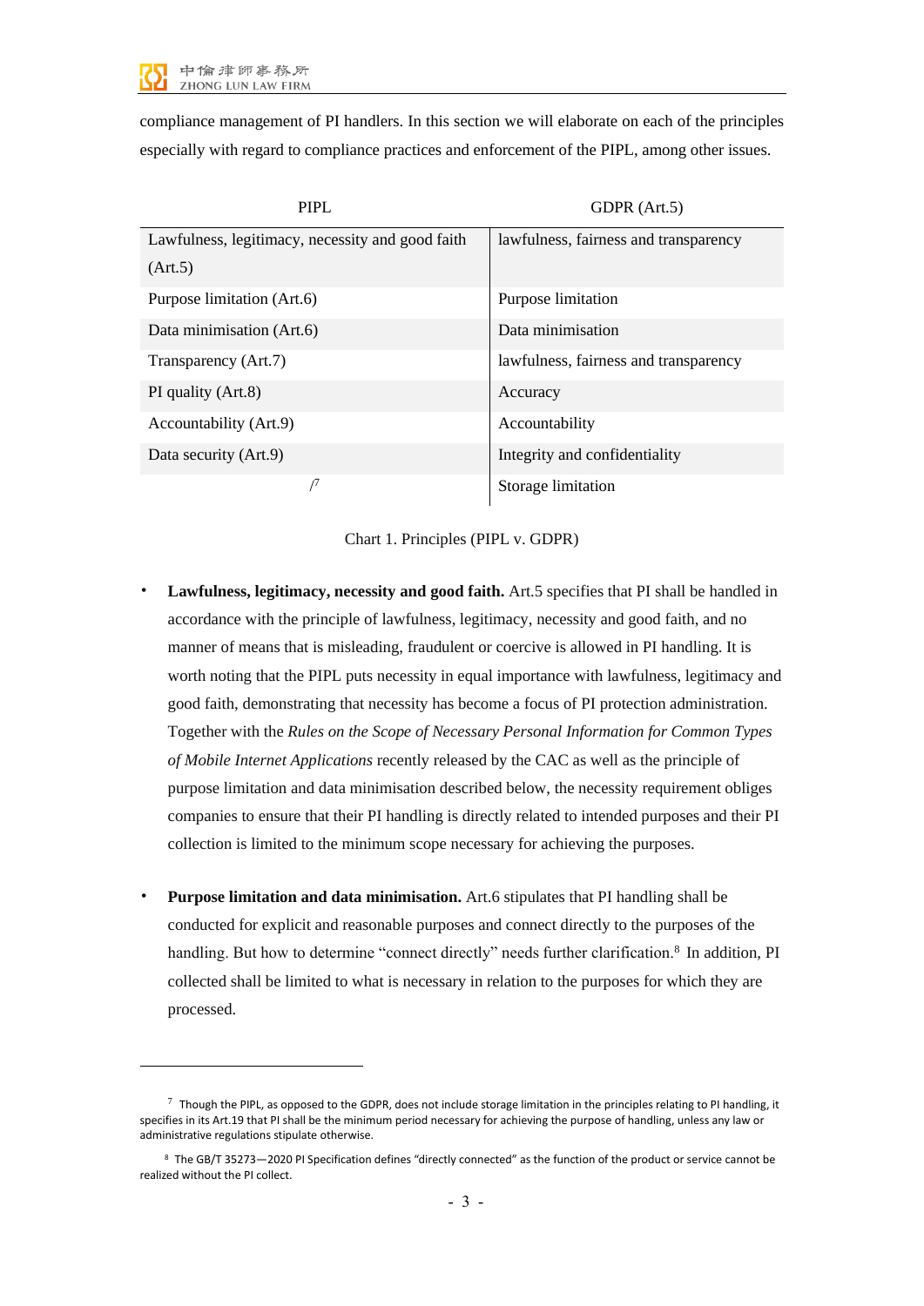compliance management of PI handlers. In this section we will elaborate on each of the principles especially with regard to compliance practices and enforcement of the PIPL, among other issues.

| PIPL | GDPR (Art.5) |
|---|---|
| Lawfulness, legitimacy, necessity and good faith (Art.5) | lawfulness, fairness and transparency |
| Purpose limitation (Art.6) | Purpose limitation |
| Data minimisation (Art.6) | Data minimisation |
| Transparency (Art.7) | lawfulness, fairness and transparency |
| PI quality (Art.8) | Accuracy |
| Accountability (Art.9) | Accountability |
| Data security (Art.9) | Integrity and confidentiality |
| /[7] | Storage limitation |

Chart 1. Principles (PIPL v. GDPR)

- **Lawfulness, legitimacy, necessity and good faith.** Art.5 specifies that PI shall be handled in accordance with the principle of lawfulness, legitimacy, necessity and good faith, and no manner of means that is misleading, fraudulent or coercive is allowed in PI handling. It is worth noting that the PIPL puts necessity in equal importance with lawfulness, legitimacy and good faith, demonstrating that necessity has become a focus of PI protection administration. Together with the *Rules on the Scope of Necessary Personal Information for Common Types of Mobile Internet Applications* recently released by the CAC as well as the principle of purpose limitation and data minimisation described below, the necessity requirement obliges companies to ensure that their PI handling is directly related to intended purposes and their PI collection is limited to the minimum scope necessary for achieving the purposes.

- **Purpose limitation and data minimisation.** Art.6 stipulates that PI handling shall be conducted for explicit and reasonable purposes and connect directly to the purposes of the handling. But how to determine "connect directly" needs further clarification.[8] In addition, PI collected shall be limited to what is necessary in relation to the purposes for which they are processed.

---

[7] Though the PIPL, as opposed to the GDPR, does not include storage limitation in the principles relating to PI handling, it specifies in its Art.19 that PI shall be the minimum period necessary for achieving the purpose of handling, unless any law or administrative regulations stipulate otherwise.

[8] The GB/T 35273—2020 PI Specification defines "directly connected" as the function of the product or service cannot be realized without the PI collect.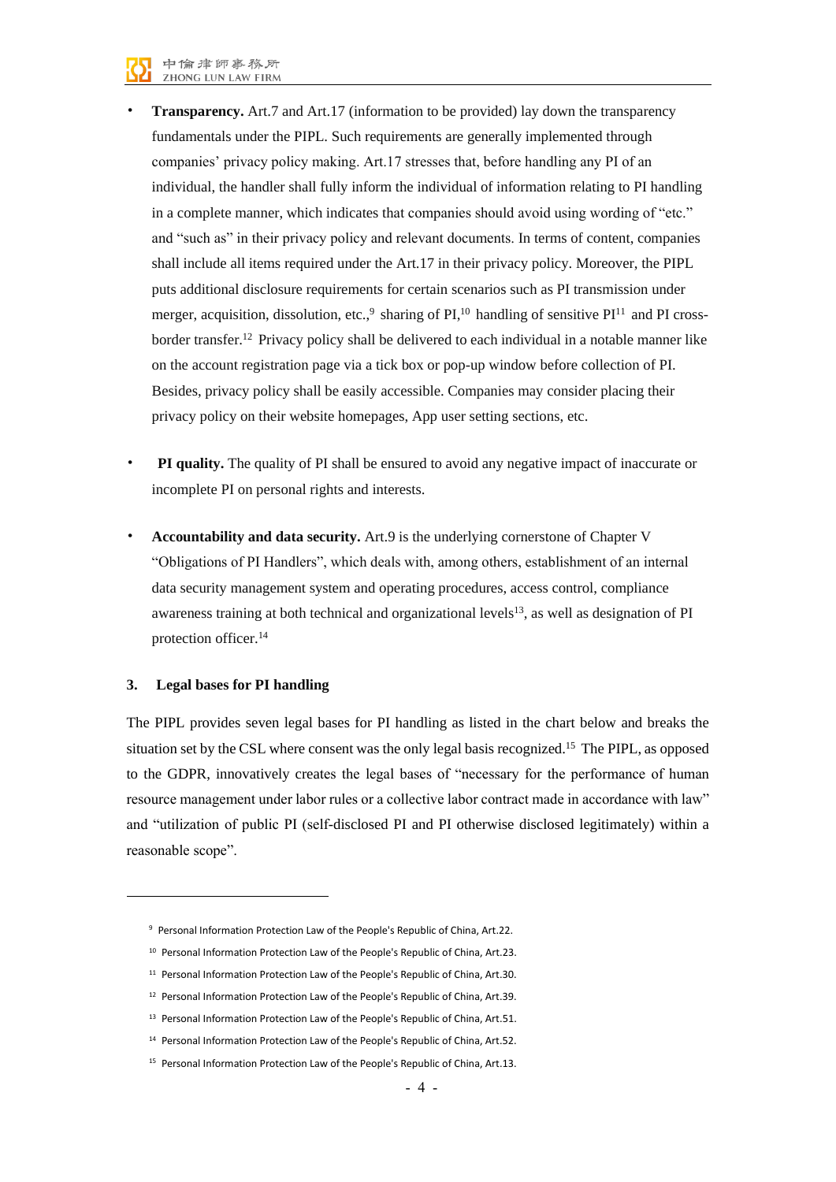- **Transparency.** Art.7 and Art.17 (information to be provided) lay down the transparency fundamentals under the PIPL. Such requirements are generally implemented through companies' privacy policy making. Art.17 stresses that, before handling any PI of an individual, the handler shall fully inform the individual of information relating to PI handling in a complete manner, which indicates that companies should avoid using wording of "etc." and "such as" in their privacy policy and relevant documents. In terms of content, companies shall include all items required under the Art.17 in their privacy policy. Moreover, the PIPL puts additional disclosure requirements for certain scenarios such as PI transmission under merger, acquisition, dissolution, etc.,[9] sharing of PI,[10] handling of sensitive PI[11] and PI cross-border transfer.[12] Privacy policy shall be delivered to each individual in a notable manner like on the account registration page via a tick box or pop-up window before collection of PI. Besides, privacy policy shall be easily accessible. Companies may consider placing their privacy policy on their website homepages, App user setting sections, etc.

- **PI quality.** The quality of PI shall be ensured to avoid any negative impact of inaccurate or incomplete PI on personal rights and interests.

- **Accountability and data security.** Art.9 is the underlying cornerstone of Chapter V "Obligations of PI Handlers", which deals with, among others, establishment of an internal data security management system and operating procedures, access control, compliance awareness training at both technical and organizational levels[13], as well as designation of PI protection officer.[14]

### 3. Legal bases for PI handling

The PIPL provides seven legal bases for PI handling as listed in the chart below and breaks the situation set by the CSL where consent was the only legal basis recognized.[15] The PIPL, as opposed to the GDPR, innovatively creates the legal bases of "necessary for the performance of human resource management under labor rules or a collective labor contract made in accordance with law" and "utilization of public PI (self-disclosed PI and PI otherwise disclosed legitimately) within a reasonable scope".

---

[9] Personal Information Protection Law of the People's Republic of China, Art.22.

[10] Personal Information Protection Law of the People's Republic of China, Art.23.

[11] Personal Information Protection Law of the People's Republic of China, Art.30.

[12] Personal Information Protection Law of the People's Republic of China, Art.39.

[13] Personal Information Protection Law of the People's Republic of China, Art.51.

[14] Personal Information Protection Law of the People's Republic of China, Art.52.

[15] Personal Information Protection Law of the People's Republic of China, Art.13.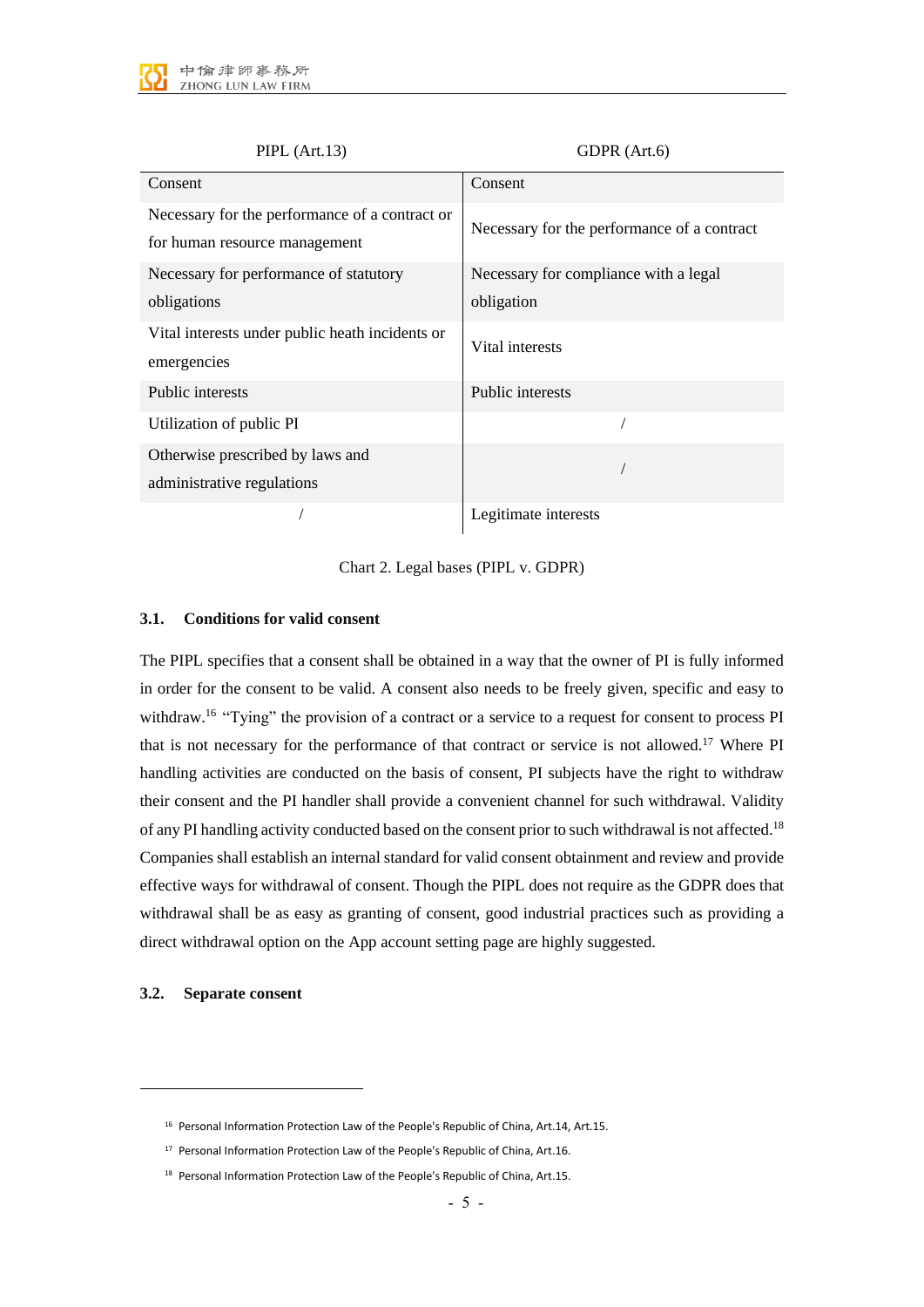| PIPL (Art.13) | GDPR (Art.6) |
| --- | --- |
| Consent | Consent |
| Necessary for the performance of a contract or for human resource management | Necessary for the performance of a contract |
| Necessary for performance of statutory obligations | Necessary for compliance with a legal obligation |
| Vital interests under public heath incidents or emergencies | Vital interests |
| Public interests | Public interests |
| Utilization of public PI | / |
| Otherwise prescribed by laws and administrative regulations | / |
| / | Legitimate interests |

Chart 2. Legal bases (PIPL v. GDPR)

### 3.1. Conditions for valid consent

The PIPL specifies that a consent shall be obtained in a way that the owner of PI is fully informed in order for the consent to be valid. A consent also needs to be freely given, specific and easy to withdraw.[16] "Tying" the provision of a contract or a service to a request for consent to process PI that is not necessary for the performance of that contract or service is not allowed.[17] Where PI handling activities are conducted on the basis of consent, PI subjects have the right to withdraw their consent and the PI handler shall provide a convenient channel for such withdrawal. Validity of any PI handling activity conducted based on the consent prior to such withdrawal is not affected.[18] Companies shall establish an internal standard for valid consent obtainment and review and provide effective ways for withdrawal of consent. Though the PIPL does not require as the GDPR does that withdrawal shall be as easy as granting of consent, good industrial practices such as providing a direct withdrawal option on the App account setting page are highly suggested.

### 3.2. Separate consent

[16] Personal Information Protection Law of the People's Republic of China, Art.14, Art.15.

[17] Personal Information Protection Law of the People's Republic of China, Art.16.

[18] Personal Information Protection Law of the People's Republic of China, Art.15.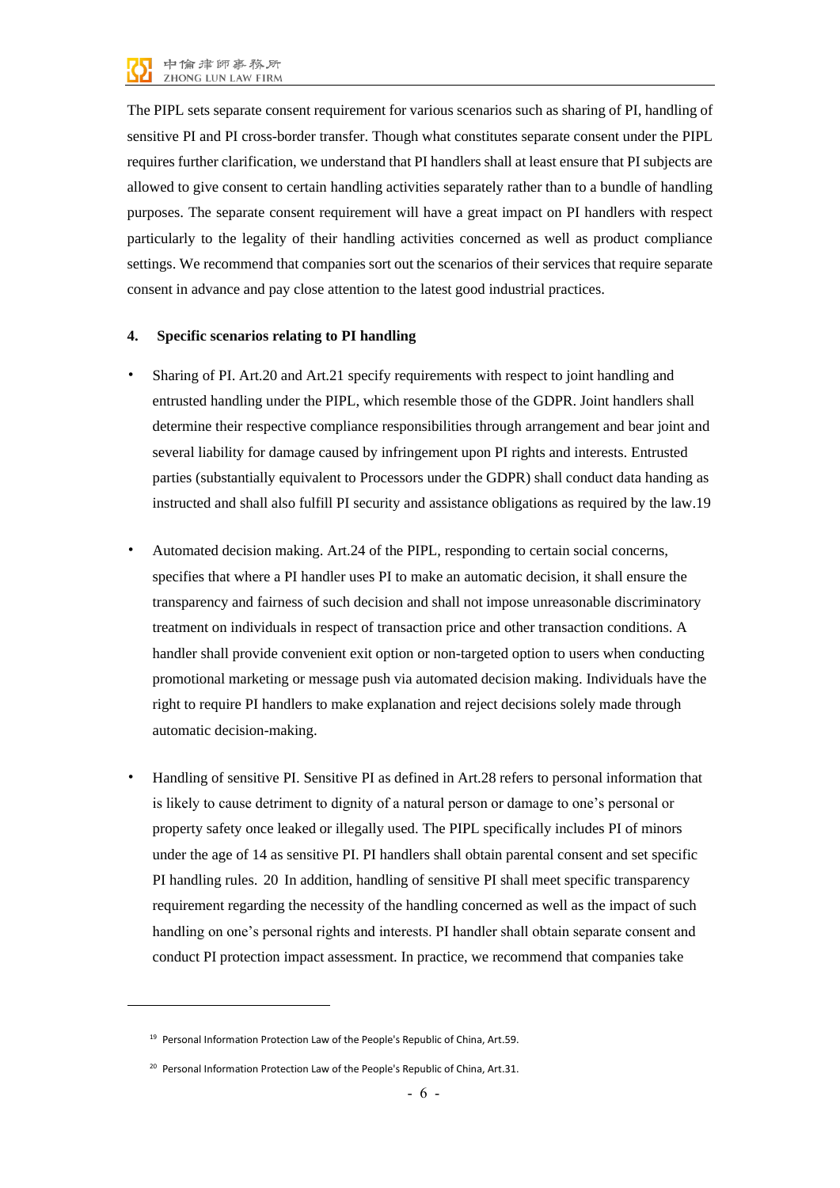The PIPL sets separate consent requirement for various scenarios such as sharing of PI, handling of sensitive PI and PI cross-border transfer. Though what constitutes separate consent under the PIPL requires further clarification, we understand that PI handlers shall at least ensure that PI subjects are allowed to give consent to certain handling activities separately rather than to a bundle of handling purposes. The separate consent requirement will have a great impact on PI handlers with respect particularly to the legality of their handling activities concerned as well as product compliance settings. We recommend that companies sort out the scenarios of their services that require separate consent in advance and pay close attention to the latest good industrial practices.

**4. Specific scenarios relating to PI handling**

- Sharing of PI. Art.20 and Art.21 specify requirements with respect to joint handling and entrusted handling under the PIPL, which resemble those of the GDPR. Joint handlers shall determine their respective compliance responsibilities through arrangement and bear joint and several liability for damage caused by infringement upon PI rights and interests. Entrusted parties (substantially equivalent to Processors under the GDPR) shall conduct data handing as instructed and shall also fulfill PI security and assistance obligations as required by the law.[19]

- Automated decision making. Art.24 of the PIPL, responding to certain social concerns, specifies that where a PI handler uses PI to make an automatic decision, it shall ensure the transparency and fairness of such decision and shall not impose unreasonable discriminatory treatment on individuals in respect of transaction price and other transaction conditions. A handler shall provide convenient exit option or non-targeted option to users when conducting promotional marketing or message push via automated decision making. Individuals have the right to require PI handlers to make explanation and reject decisions solely made through automatic decision-making.

- Handling of sensitive PI. Sensitive PI as defined in Art.28 refers to personal information that is likely to cause detriment to dignity of a natural person or damage to one's personal or property safety once leaked or illegally used. The PIPL specifically includes PI of minors under the age of 14 as sensitive PI. PI handlers shall obtain parental consent and set specific PI handling rules.[20] In addition, handling of sensitive PI shall meet specific transparency requirement regarding the necessity of the handling concerned as well as the impact of such handling on one's personal rights and interests. PI handler shall obtain separate consent and conduct PI protection impact assessment. In practice, we recommend that companies take

---

[19] Personal Information Protection Law of the People's Republic of China, Art.59.

[20] Personal Information Protection Law of the People's Republic of China, Art.31.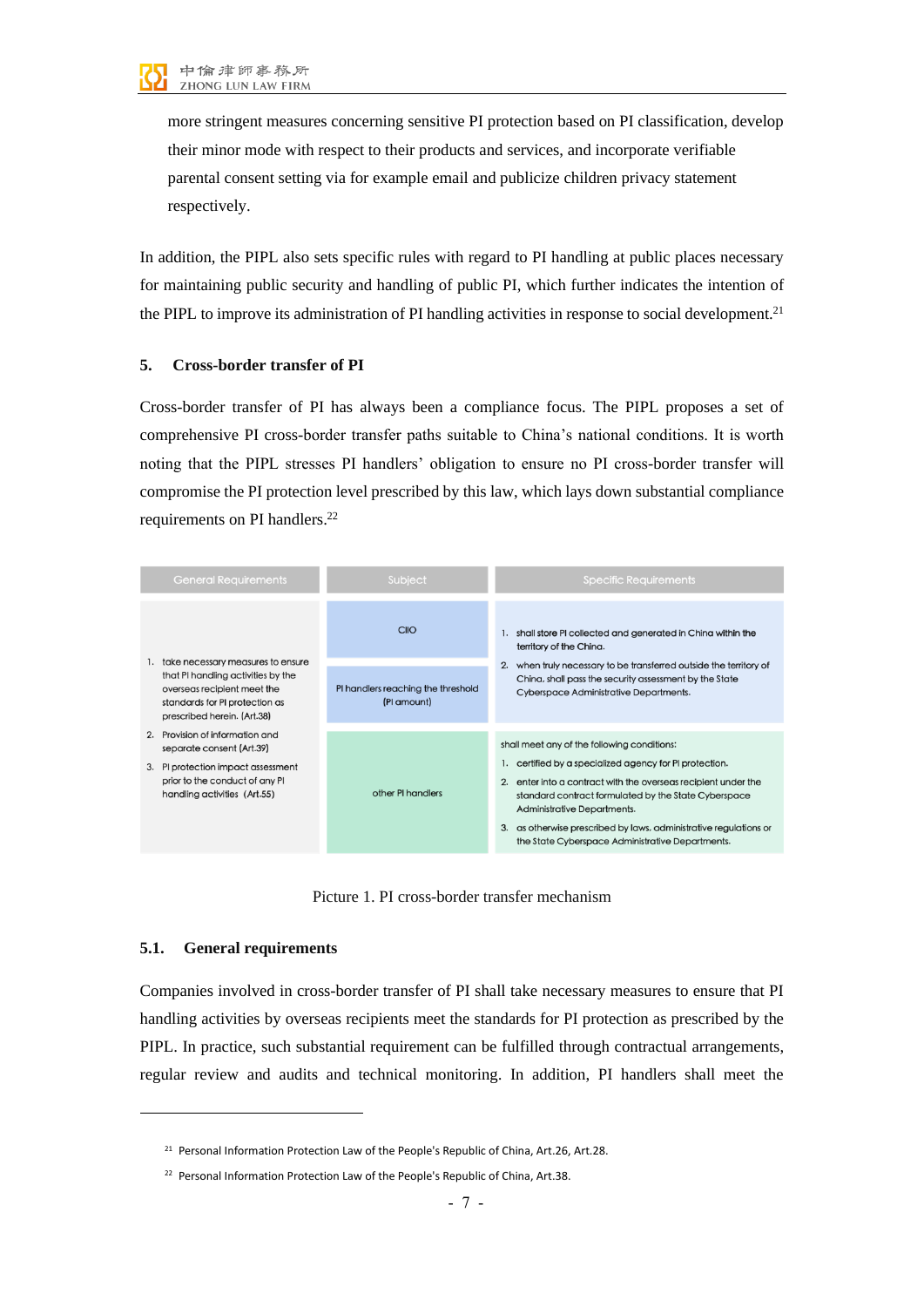more stringent measures concerning sensitive PI protection based on PI classification, develop their minor mode with respect to their products and services, and incorporate verifiable parental consent setting via for example email and publicize children privacy statement respectively.

In addition, the PIPL also sets specific rules with regard to PI handling at public places necessary for maintaining public security and handling of public PI, which further indicates the intention of the PIPL to improve its administration of PI handling activities in response to social development.[21]

## 5. Cross-border transfer of PI

Cross-border transfer of PI has always been a compliance focus. The PIPL proposes a set of comprehensive PI cross-border transfer paths suitable to China's national conditions. It is worth noting that the PIPL stresses PI handlers' obligation to ensure no PI cross-border transfer will compromise the PI protection level prescribed by this law, which lays down substantial compliance requirements on PI handlers.[22]

| General Requirements | Subject | Specific Requirements |
|---|---|---|
| 1. take necessary measures to ensure that PI handling activities by the overseas recipient meet the standards for PI protection as prescribed herein. (Art.38)<br>2. Provision of information and separate consent (Art.39)<br>3. PI protection impact assessment prior to the conduct of any PI handling activities (Art.55) | CIIO | 1. shall store PI collected and generated in China within the territory of the China.<br>2. when truly necessary to be transferred outside the territory of China, shall pass the security assessment by the State Cyberspace Administrative Departments. |
| | PI handlers reaching the threshold (PI amount) | |
| | other PI handlers | shall meet any of the following conditions:<br>1. certified by a specialized agency for PI protection.<br>2. enter into a contract with the overseas recipient under the standard contract formulated by the State Cyberspace Administrative Departments.<br>3. as otherwise prescribed by laws, administrative regulations or the State Cyberspace Administrative Departments. |

Picture 1. PI cross-border transfer mechanism

### 5.1. General requirements

Companies involved in cross-border transfer of PI shall take necessary measures to ensure that PI handling activities by overseas recipients meet the standards for PI protection as prescribed by the PIPL. In practice, such substantial requirement can be fulfilled through contractual arrangements, regular review and audits and technical monitoring. In addition, PI handlers shall meet the

[21] Personal Information Protection Law of the People's Republic of China, Art.26, Art.28.

[22] Personal Information Protection Law of the People's Republic of China, Art.38.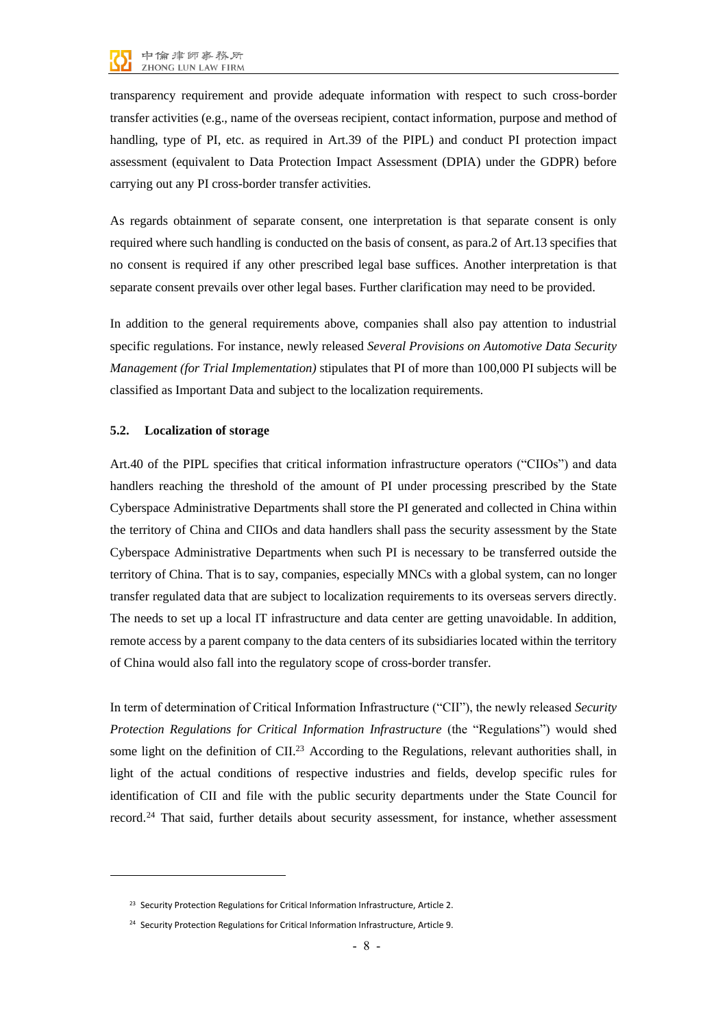transparency requirement and provide adequate information with respect to such cross-border transfer activities (e.g., name of the overseas recipient, contact information, purpose and method of handling, type of PI, etc. as required in Art.39 of the PIPL) and conduct PI protection impact assessment (equivalent to Data Protection Impact Assessment (DPIA) under the GDPR) before carrying out any PI cross-border transfer activities.

As regards obtainment of separate consent, one interpretation is that separate consent is only required where such handling is conducted on the basis of consent, as para.2 of Art.13 specifies that no consent is required if any other prescribed legal base suffices. Another interpretation is that separate consent prevails over other legal bases. Further clarification may need to be provided.

In addition to the general requirements above, companies shall also pay attention to industrial specific regulations. For instance, newly released *Several Provisions on Automotive Data Security Management (for Trial Implementation)* stipulates that PI of more than 100,000 PI subjects will be classified as Important Data and subject to the localization requirements.

### 5.2. Localization of storage

Art.40 of the PIPL specifies that critical information infrastructure operators ("CIIOs") and data handlers reaching the threshold of the amount of PI under processing prescribed by the State Cyberspace Administrative Departments shall store the PI generated and collected in China within the territory of China and CIIOs and data handlers shall pass the security assessment by the State Cyberspace Administrative Departments when such PI is necessary to be transferred outside the territory of China. That is to say, companies, especially MNCs with a global system, can no longer transfer regulated data that are subject to localization requirements to its overseas servers directly. The needs to set up a local IT infrastructure and data center are getting unavoidable. In addition, remote access by a parent company to the data centers of its subsidiaries located within the territory of China would also fall into the regulatory scope of cross-border transfer.

In term of determination of Critical Information Infrastructure ("CII"), the newly released *Security Protection Regulations for Critical Information Infrastructure* (the "Regulations") would shed some light on the definition of CII.[23] According to the Regulations, relevant authorities shall, in light of the actual conditions of respective industries and fields, develop specific rules for identification of CII and file with the public security departments under the State Council for record.[24] That said, further details about security assessment, for instance, whether assessment

---

[23] Security Protection Regulations for Critical Information Infrastructure, Article 2.

[24] Security Protection Regulations for Critical Information Infrastructure, Article 9.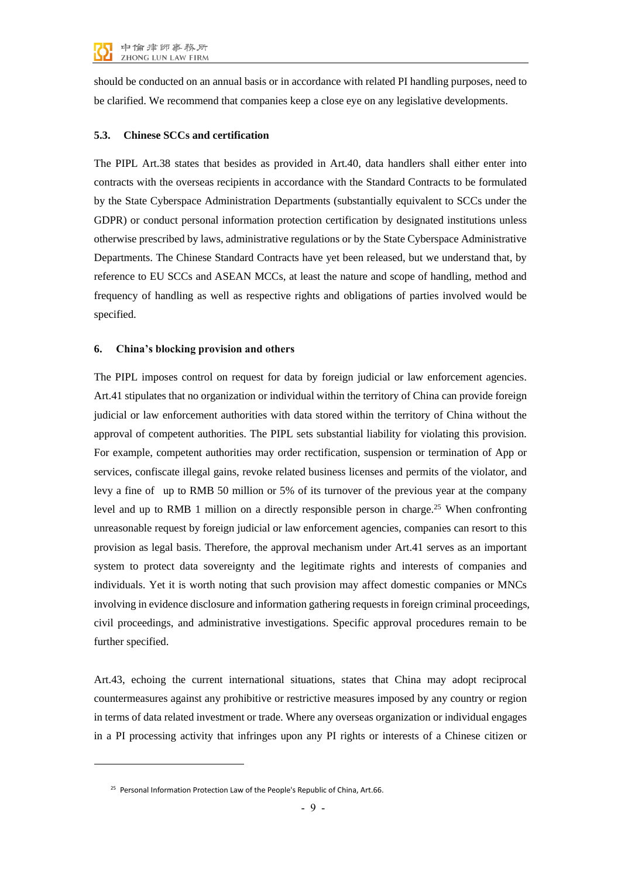should be conducted on an annual basis or in accordance with related PI handling purposes, need to be clarified. We recommend that companies keep a close eye on any legislative developments.

### 5.3. Chinese SCCs and certification

The PIPL Art.38 states that besides as provided in Art.40, data handlers shall either enter into contracts with the overseas recipients in accordance with the Standard Contracts to be formulated by the State Cyberspace Administration Departments (substantially equivalent to SCCs under the GDPR) or conduct personal information protection certification by designated institutions unless otherwise prescribed by laws, administrative regulations or by the State Cyberspace Administrative Departments. The Chinese Standard Contracts have yet been released, but we understand that, by reference to EU SCCs and ASEAN MCCs, at least the nature and scope of handling, method and frequency of handling as well as respective rights and obligations of parties involved would be specified.

## 6. China's blocking provision and others

The PIPL imposes control on request for data by foreign judicial or law enforcement agencies. Art.41 stipulates that no organization or individual within the territory of China can provide foreign judicial or law enforcement authorities with data stored within the territory of China without the approval of competent authorities. The PIPL sets substantial liability for violating this provision. For example, competent authorities may order rectification, suspension or termination of App or services, confiscate illegal gains, revoke related business licenses and permits of the violator, and levy a fine of up to RMB 50 million or 5% of its turnover of the previous year at the company level and up to RMB 1 million on a directly responsible person in charge.[25] When confronting unreasonable request by foreign judicial or law enforcement agencies, companies can resort to this provision as legal basis. Therefore, the approval mechanism under Art.41 serves as an important system to protect data sovereignty and the legitimate rights and interests of companies and individuals. Yet it is worth noting that such provision may affect domestic companies or MNCs involving in evidence disclosure and information gathering requests in foreign criminal proceedings, civil proceedings, and administrative investigations. Specific approval procedures remain to be further specified.

Art.43, echoing the current international situations, states that China may adopt reciprocal countermeasures against any prohibitive or restrictive measures imposed by any country or region in terms of data related investment or trade. Where any overseas organization or individual engages in a PI processing activity that infringes upon any PI rights or interests of a Chinese citizen or

---

[25] Personal Information Protection Law of the People's Republic of China, Art.66.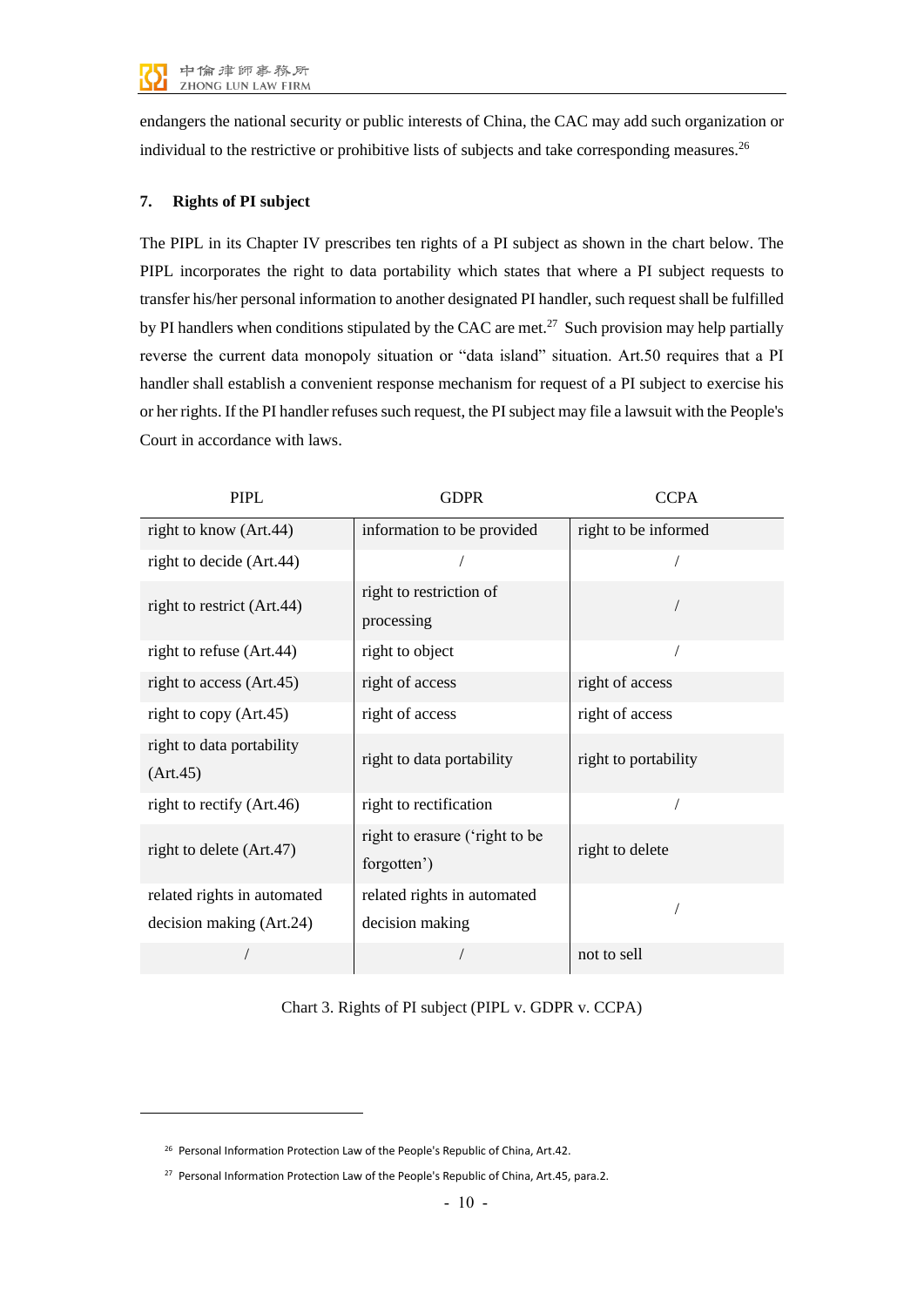endangers the national security or public interests of China, the CAC may add such organization or individual to the restrictive or prohibitive lists of subjects and take corresponding measures.[26]

**7. Rights of PI subject**

The PIPL in its Chapter IV prescribes ten rights of a PI subject as shown in the chart below. The PIPL incorporates the right to data portability which states that where a PI subject requests to transfer his/her personal information to another designated PI handler, such request shall be fulfilled by PI handlers when conditions stipulated by the CAC are met.[27] Such provision may help partially reverse the current data monopoly situation or "data island" situation. Art.50 requires that a PI handler shall establish a convenient response mechanism for request of a PI subject to exercise his or her rights. If the PI handler refuses such request, the PI subject may file a lawsuit with the People's Court in accordance with laws.

| PIPL | GDPR | CCPA |
|---|---|---|
| right to know (Art.44) | information to be provided | right to be informed |
| right to decide (Art.44) | / | / |
| right to restrict (Art.44) | right to restriction of processing | / |
| right to refuse (Art.44) | right to object | / |
| right to access (Art.45) | right of access | right of access |
| right to copy (Art.45) | right of access | right of access |
| right to data portability (Art.45) | right to data portability | right to portability |
| right to rectify (Art.46) | right to rectification | / |
| right to delete (Art.47) | right to erasure ('right to be forgotten') | right to delete |
| related rights in automated decision making (Art.24) | related rights in automated decision making | / |
| / | / | not to sell |

Chart 3. Rights of PI subject (PIPL v. GDPR v. CCPA)

[26] Personal Information Protection Law of the People's Republic of China, Art.42.

[27] Personal Information Protection Law of the People's Republic of China, Art.45, para.2.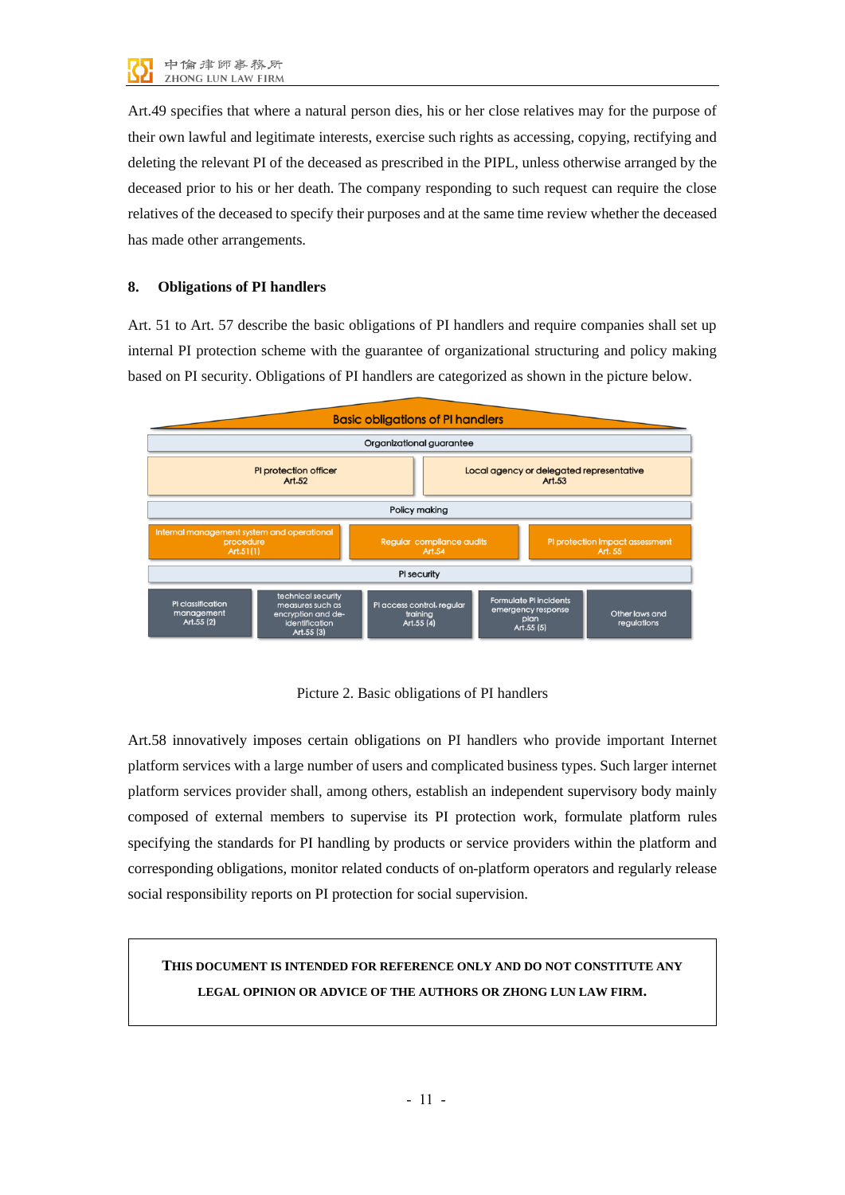Art.49 specifies that where a natural person dies, his or her close relatives may for the purpose of their own lawful and legitimate interests, exercise such rights as accessing, copying, rectifying and deleting the relevant PI of the deceased as prescribed in the PIPL, unless otherwise arranged by the deceased prior to his or her death. The company responding to such request can require the close relatives of the deceased to specify their purposes and at the same time review whether the deceased has made other arrangements.

## 8. Obligations of PI handlers

Art. 51 to Art. 57 describe the basic obligations of PI handlers and require companies shall set up internal PI protection scheme with the guarantee of organizational structuring and policy making based on PI security. Obligations of PI handlers are categorized as shown in the picture below.

Basic obligations of PI handlers

Organizational guarantee

PI protection officer Art.52

Local agency or delegated representative Art.53

Policy making

Internal management system and operational procedure Art.51(1)

Regular compliance audits Art.54

PI protection impact assessment Art. 55

PI security

PI classification management Art.55 (2)

technical security measures such as encryption and de-identification Art.55 (3)

PI access control, regular training Art.55 (4)

Formulate PI incidents emergency response plan Art.55 (5)

Other laws and regulations

Picture 2. Basic obligations of PI handlers

Art.58 innovatively imposes certain obligations on PI handlers who provide important Internet platform services with a large number of users and complicated business types. Such larger internet platform services provider shall, among others, establish an independent supervisory body mainly composed of external members to supervise its PI protection work, formulate platform rules specifying the standards for PI handling by products or service providers within the platform and corresponding obligations, monitor related conducts of on-platform operators and regularly release social responsibility reports on PI protection for social supervision.

**THIS DOCUMENT IS INTENDED FOR REFERENCE ONLY AND DO NOT CONSTITUTE ANY LEGAL OPINION OR ADVICE OF THE AUTHORS OR ZHONG LUN LAW FIRM.**